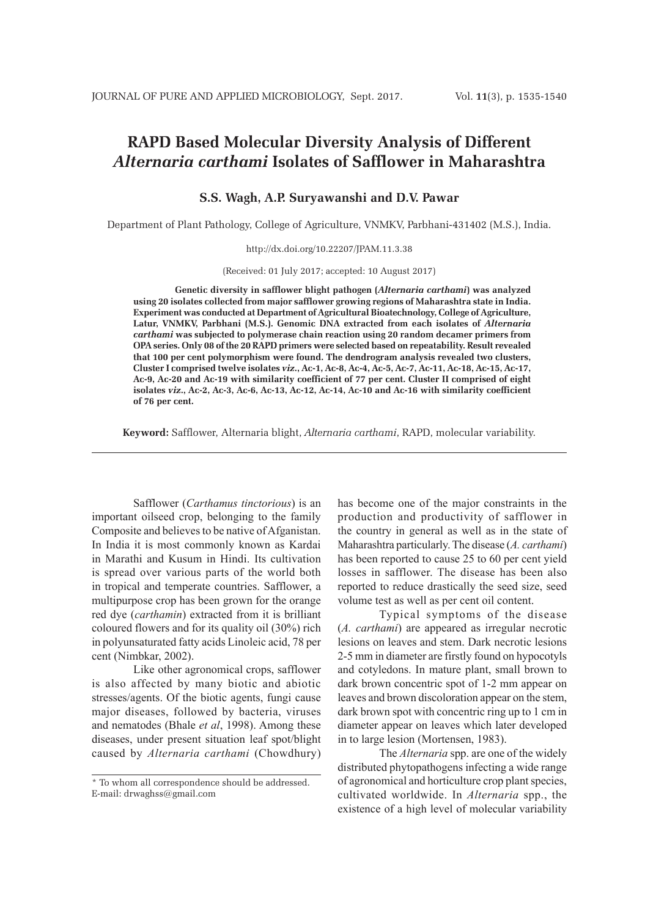# RAPD Based Molecular Diversity Analysis of Different *Alternaria carthami* Isolates of Safflower in Maharashtra

**S.S. Wagh, A.P. Suryawanshi and D.V. Pawar**

Department of Plant Pathology, College of Agriculture, VNMKV, Parbhani-431402 (M.S.), India.

http://dx.doi.org/10.22207/JPAM.11.3.38

(Received: 01 July 2017; accepted: 10 August 2017)

**Genetic diversity in safflower blight pathogen (*Alternaria carthami*) was analyzed using 20 isolates collected from major safflower growing regions of Maharashtra state in India. Experiment was conducted at Department of Agricultural Biotechnology, College of Agriculture, Latur, VNMKV, Parbhani (M.S.). Genomic DNA extracted from each isolates of *Alternaria carthami* was subjected to polymerase chain reaction using 20 random decamer primers from OPA series. Only 08 of the 20 RAPD primers were selected based on repeatability. Result revealed that 100 per cent polymorphism were found. The dendrogram analysis revealed two clusters, Cluster I comprised twelve isolates *viz*., Ac-1, Ac-8, Ac-4, Ac-5, Ac-7, Ac-11, Ac-18, Ac-15, Ac-17, Ac-9, Ac-20 and Ac-19 with similarity coefficient of 77 per cent. Cluster II comprised of eight isolates *viz*., Ac-2, Ac-3, Ac-6, Ac-13, Ac-12, Ac-14, Ac-10 and Ac-16 with similarity coefficient of 76 per cent.**

**Keyword:** Safflower, Alternaria blight, *Alternaria carthami*, RAPD, molecular variability.

---

Safflower (*Carthamus tinctorious*) is an important oilseed crop, belonging to the family Composite and believes to be native of Afganistan. In India it is most commonly known as Kardai in Marathi and Kusum in Hindi. Its cultivation is spread over various parts of the world both in tropical and temperate countries. Safflower, a multipurpose crop has been grown for the orange red dye (*carthamin*) extracted from it is brilliant coloured flowers and for its quality oil (30%) rich in polyunsaturated fatty acids Linoleic acid, 78 per cent (Nimbkar, 2002).

Like other agronomical crops, safflower is also affected by many biotic and abiotic stresses/agents. Of the biotic agents, fungi cause major diseases, followed by bacteria, viruses and nematodes (Bhale *et al*, 1998). Among these diseases, under present situation leaf spot/blight caused by *Alternaria carthami* (Chowdhury) has become one of the major constraints in the production and productivity of safflower in the country in general as well as in the state of Maharashtra particularly. The disease (*A. carthami*) has been reported to cause 25 to 60 per cent yield losses in safflower. The disease has been also reported to reduce drastically the seed size, seed volume test as well as per cent oil content.

Typical symptoms of the disease (*A. carthami*) are appeared as irregular necrotic lesions on leaves and stem. Dark necrotic lesions 2-5 mm in diameter are firstly found on hypocotyls and cotyledons. In mature plant, small brown to dark brown concentric spot of 1-2 mm appear on leaves and brown discoloration appear on the stem, dark brown spot with concentric ring up to 1 cm in diameter appear on leaves which later developed in to large lesion (Mortensen, 1983).

The *Alternaria* spp. are one of the widely distributed phytopathogens infecting a wide range of agronomical and horticulture crop plant species, cultivated worldwide. In *Alternaria* spp., the existence of a high level of molecular variability

\* To whom all correspondence should be addressed.
E-mail: drwaghss@gmail.com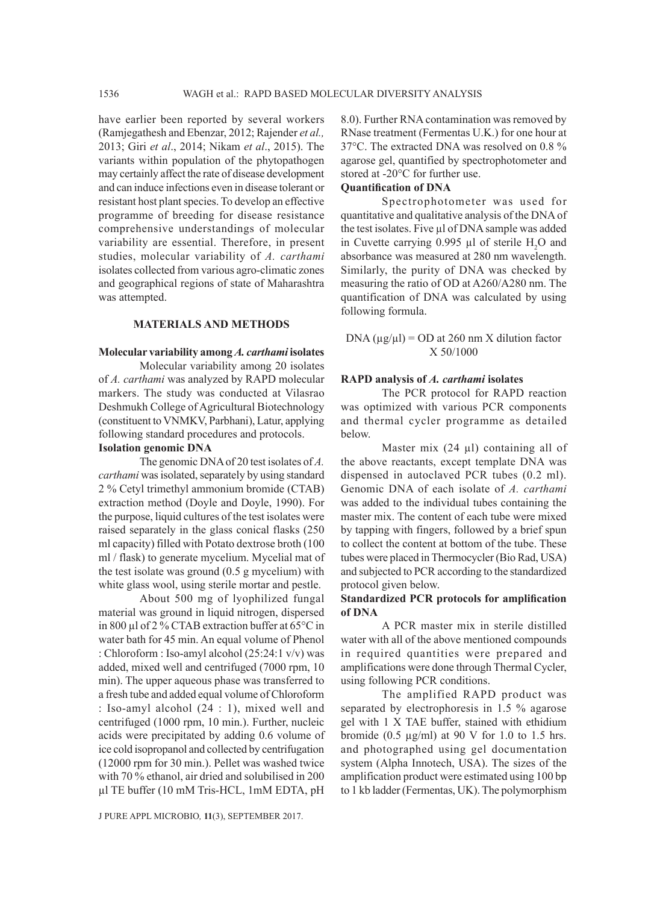have earlier been reported by several workers (Ramjegathesh and Ebenzar, 2012; Rajender *et al.,* 2013; Giri *et al*., 2014; Nikam *et al*., 2015). The variants within population of the phytopathogen may certainly affect the rate of disease development and can induce infections even in disease tolerant or resistant host plant species. To develop an effective programme of breeding for disease resistance comprehensive understandings of molecular variability are essential. Therefore, in present studies, molecular variability of *A. carthami* isolates collected from various agro-climatic zones and geographical regions of state of Maharashtra was attempted.

## MATERIALS AND METHODS

### Molecular variability among *A. carthami* isolates

Molecular variability among 20 isolates of *A. carthami* was analyzed by RAPD molecular markers. The study was conducted at Vilasrao Deshmukh College of Agricultural Biotechnology (constituent to VNMKV, Parbhani), Latur, applying following standard procedures and protocols.

### Isolation genomic DNA

The genomic DNA of 20 test isolates of *A. carthami* was isolated, separately by using standard 2 % Cetyl trimethyl ammonium bromide (CTAB) extraction method (Doyle and Doyle, 1990). For the purpose, liquid cultures of the test isolates were raised separately in the glass conical flasks (250 ml capacity) filled with Potato dextrose broth (100 ml / flask) to generate mycelium. Mycelial mat of the test isolate was ground (0.5 g mycelium) with white glass wool, using sterile mortar and pestle.

About 500 mg of lyophilized fungal material was ground in liquid nitrogen, dispersed in 800 µl of 2 % CTAB extraction buffer at 65°C in water bath for 45 min. An equal volume of Phenol : Chloroform : Iso-amyl alcohol (25:24:1 v/v) was added, mixed well and centrifuged (7000 rpm, 10 min). The upper aqueous phase was transferred to a fresh tube and added equal volume of Chloroform : Iso-amyl alcohol (24 : 1), mixed well and centrifuged (1000 rpm, 10 min.). Further, nucleic acids were precipitated by adding 0.6 volume of ice cold isopropanol and collected by centrifugation (12000 rpm for 30 min.). Pellet was washed twice with 70 % ethanol, air dried and solubilised in 200 µl TE buffer (10 mM Tris-HCL, 1mM EDTA, pH 8.0). Further RNA contamination was removed by RNase treatment (Fermentas U.K.) for one hour at 37°C. The extracted DNA was resolved on 0.8 % agarose gel, quantified by spectrophotometer and stored at -20°C for further use.

### Quantification of DNA

Spectrophotometer was used for quantitative and qualitative analysis of the DNA of the test isolates. Five µl of DNA sample was added in Cuvette carrying 0.995 µl of sterile $H_2O$ and absorbance was measured at 280 nm wavelength. Similarly, the purity of DNA was checked by measuring the ratio of OD at A260/A280 nm. The quantification of DNA was calculated by using following formula.

$$\text{DNA } (\mu g/\mu l) = \text{OD at 260 nm} \times \text{dilution factor} \times 50/1000$$

### RAPD analysis of *A. carthami* isolates

The PCR protocol for RAPD reaction was optimized with various PCR components and thermal cycler programme as detailed below.

Master mix (24 µl) containing all of the above reactants, except template DNA was dispensed in autoclaved PCR tubes (0.2 ml). Genomic DNA of each isolate of *A. carthami* was added to the individual tubes containing the master mix. The content of each tube were mixed by tapping with fingers, followed by a brief spun to collect the content at bottom of the tube. These tubes were placed in Thermocycler (Bio Rad, USA) and subjected to PCR according to the standardized protocol given below.

### Standardized PCR protocols for amplification of DNA

A PCR master mix in sterile distilled water with all of the above mentioned compounds in required quantities were prepared and amplifications were done through Thermal Cycler, using following PCR conditions.

The amplified RAPD product was separated by electrophoresis in 1.5 % agarose gel with 1 X TAE buffer, stained with ethidium bromide (0.5 µg/ml) at 90 V for 1.0 to 1.5 hrs. and photographed using gel documentation system (Alpha Innotech, USA). The sizes of the amplification product were estimated using 100 bp to 1 kb ladder (Fermentas, UK). The polymorphism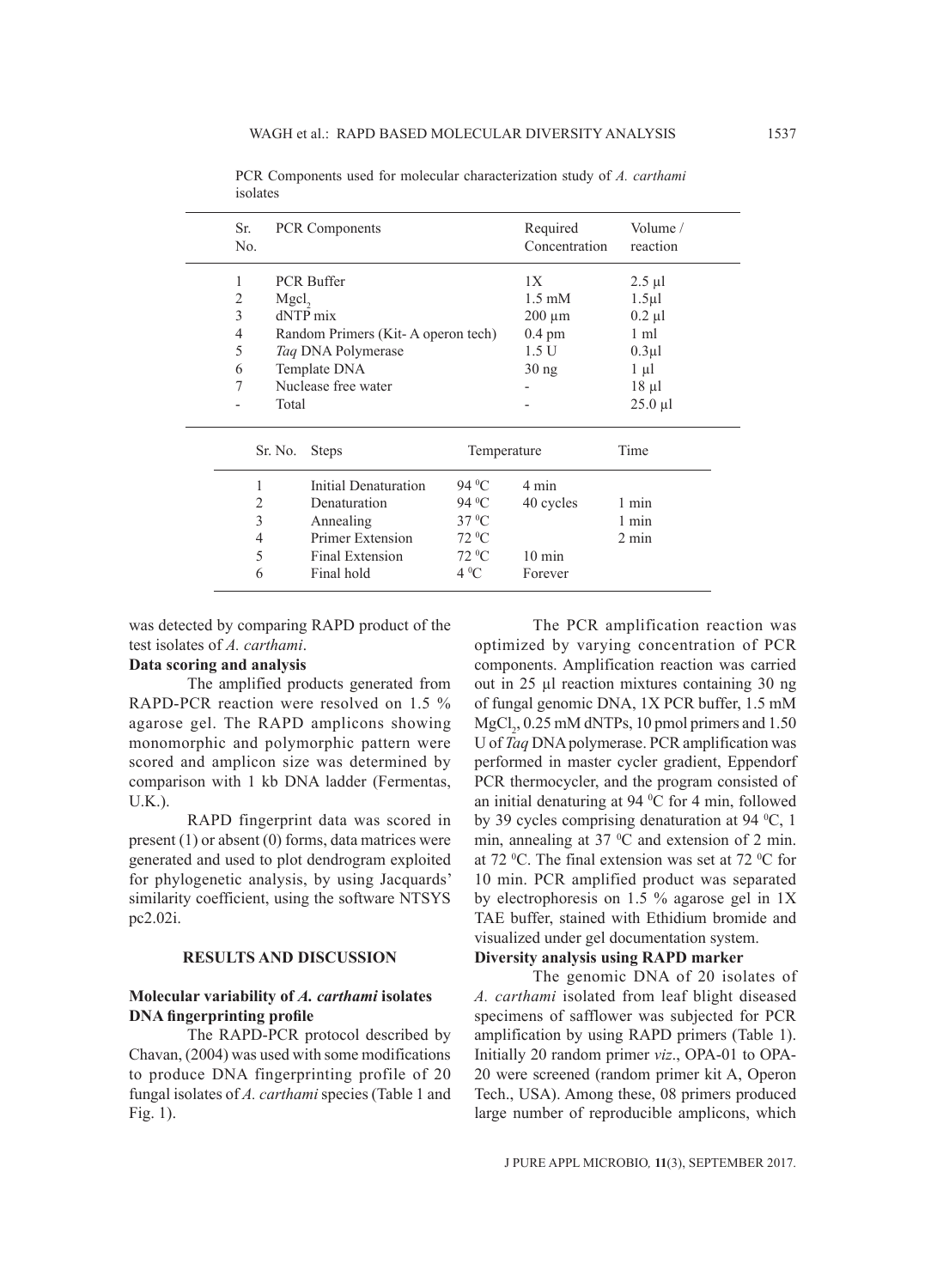PCR Components used for molecular characterization study of *A. carthami* isolates

| Sr. No. | PCR Components | Required Concentration | Volume / reaction |
|---|---|---|---|
| 1 | PCR Buffer | 1X | 2.5 µl |
| 2 | $Mgcl_2$ | 1.5 mM | 1.5µl |
| 3 | dNTP mix | 200 µm | 0.2 µl |
| 4 | Random Primers (Kit- A operon tech) | 0.4 pm | 1 ml |
| 5 | *Taq* DNA Polymerase | 1.5 U | 0.3µl |
| 6 | Template DNA | 30 ng | 1 µl |
| 7 | Nuclease free water | - | 18 µl |
| - | Total | - | 25.0 µl |

| Sr. No. | Steps | Temperature | | Time |
|---|---|---|---|---|
| 1 | Initial Denaturation | 94 $^0$C | 4 min | |
| 2 | Denaturation | 94 $^0$C | 40 cycles | 1 min |
| 3 | Annealing | 37 $^0$C | | 1 min |
| 4 | Primer Extension | 72 $^0$C | | 2 min |
| 5 | Final Extension | 72 $^0$C | 10 min | |
| 6 | Final hold | 4 $^0$C | Forever | |

was detected by comparing RAPD product of the test isolates of *A. carthami*.

**Data scoring and analysis**

The amplified products generated from RAPD-PCR reaction were resolved on 1.5 % agarose gel. The RAPD amplicons showing monomorphic and polymorphic pattern were scored and amplicon size was determined by comparison with 1 kb DNA ladder (Fermentas, U.K.).

RAPD fingerprint data was scored in present (1) or absent (0) forms, data matrices were generated and used to plot dendrogram exploited for phylogenetic analysis, by using Jacquards' similarity coefficient, using the software NTSYS pc2.02i.

## RESULTS AND DISCUSSION

### Molecular variability of *A. carthami* isolates DNA fingerprinting profile

The RAPD-PCR protocol described by Chavan, (2004) was used with some modifications to produce DNA fingerprinting profile of 20 fungal isolates of *A. carthami* species (Table 1 and Fig. 1).

The PCR amplification reaction was optimized by varying concentration of PCR components. Amplification reaction was carried out in 25 µl reaction mixtures containing 30 ng of fungal genomic DNA, 1X PCR buffer, 1.5 mM $MgCl_2$, 0.25 mM dNTPs, 10 pmol primers and 1.50 U of *Taq* DNA polymerase. PCR amplification was performed in master cycler gradient, Eppendorf PCR thermocycler, and the program consisted of an initial denaturing at 94 $^0$C for 4 min, followed by 39 cycles comprising denaturation at 94 $^0$C, 1 min, annealing at 37 $^0$C and extension of 2 min. at 72 $^0$C. The final extension was set at 72 $^0$C for 10 min. PCR amplified product was separated by electrophoresis on 1.5 % agarose gel in 1X TAE buffer, stained with Ethidium bromide and visualized under gel documentation system.

**Diversity analysis using RAPD marker**

The genomic DNA of 20 isolates of *A. carthami* isolated from leaf blight diseased specimens of safflower was subjected for PCR amplification by using RAPD primers (Table 1). Initially 20 random primer *viz*., OPA-01 to OPA-20 were screened (random primer kit A, Operon Tech., USA). Among these, 08 primers produced large number of reproducible amplicons, which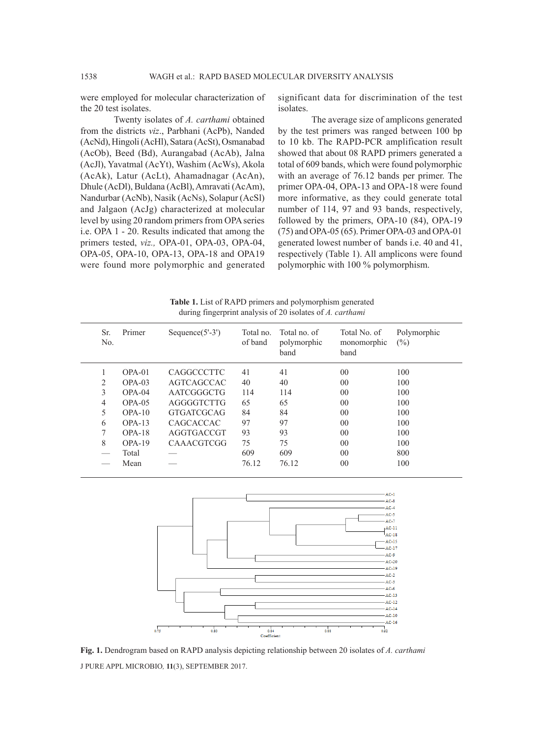were employed for molecular characterization of the 20 test isolates.

Twenty isolates of *A. carthami* obtained from the districts *viz*., Parbhani (AcPb), Nanded (AcNd), Hingoli (AcHl), Satara (AcSt), Osmanabad (AcOb), Beed (Bd), Aurangabad (AcAb), Jalna (AcJl), Yavatmal (AcYt), Washim (AcWs), Akola (AcAk), Latur (AcLt), Ahamadnagar (AcAn), Dhule (AcDl), Buldana (AcBl), Amravati (AcAm), Nandurbar (AcNb), Nasik (AcNs), Solapur (AcSl) and Jalgaon (AcJg) characterized at molecular level by using 20 random primers from OPA series i.e. OPA 1 - 20. Results indicated that among the primers tested, *viz.,* OPA-01, OPA-03, OPA-04, OPA-05, OPA-10, OPA-13, OPA-18 and OPA19 were found more polymorphic and generated significant data for discrimination of the test isolates.

The average size of amplicons generated by the test primers was ranged between 100 bp to 10 kb. The RAPD-PCR amplification result showed that about 08 RAPD primers generated a total of 609 bands, which were found polymorphic with an average of 76.12 bands per primer. The primer OPA-04, OPA-13 and OPA-18 were found more informative, as they could generate total number of 114, 97 and 93 bands, respectively, followed by the primers, OPA-10 (84), OPA-19 (75) and OPA-05 (65). Primer OPA-03 and OPA-01 generated lowest number of bands i.e. 40 and 41, respectively (Table 1). All amplicons were found polymorphic with 100 % polymorphism.

**Table 1.** List of RAPD primers and polymorphism generated during fingerprint analysis of 20 isolates of *A. carthami*

| Sr. No. | Primer | Sequence(5'-3') | Total no. of band | Total no. of polymorphic band | Total No. of monomorphic band | Polymorphic (%) |
|---|---|---|---|---|---|---|
| 1 | OPA-01 | CAGGCCCTTC | 41 | 41 | 00 | 100 |
| 2 | OPA-03 | AGTCAGCCAC | 40 | 40 | 00 | 100 |
| 3 | OPA-04 | AATCGGGCTG | 114 | 114 | 00 | 100 |
| 4 | OPA-05 | AGGGGTCTTG | 65 | 65 | 00 | 100 |
| 5 | OPA-10 | GTGATCGCAG | 84 | 84 | 00 | 100 |
| 6 | OPA-13 | CAGCACCAC | 97 | 97 | 00 | 100 |
| 7 | OPA-18 | AGGTGACCGT | 93 | 93 | 00 | 100 |
| 8 | OPA-19 | CAAACGTCGG | 75 | 75 | 00 | 100 |
| — | Total | — | 609 | 609 | 00 | 800 |
| — | Mean | — | 76.12 | 76.12 | 00 | 100 |

**Fig. 1.** Dendrogram based on RAPD analysis depicting relationship between 20 isolates of *A. carthami*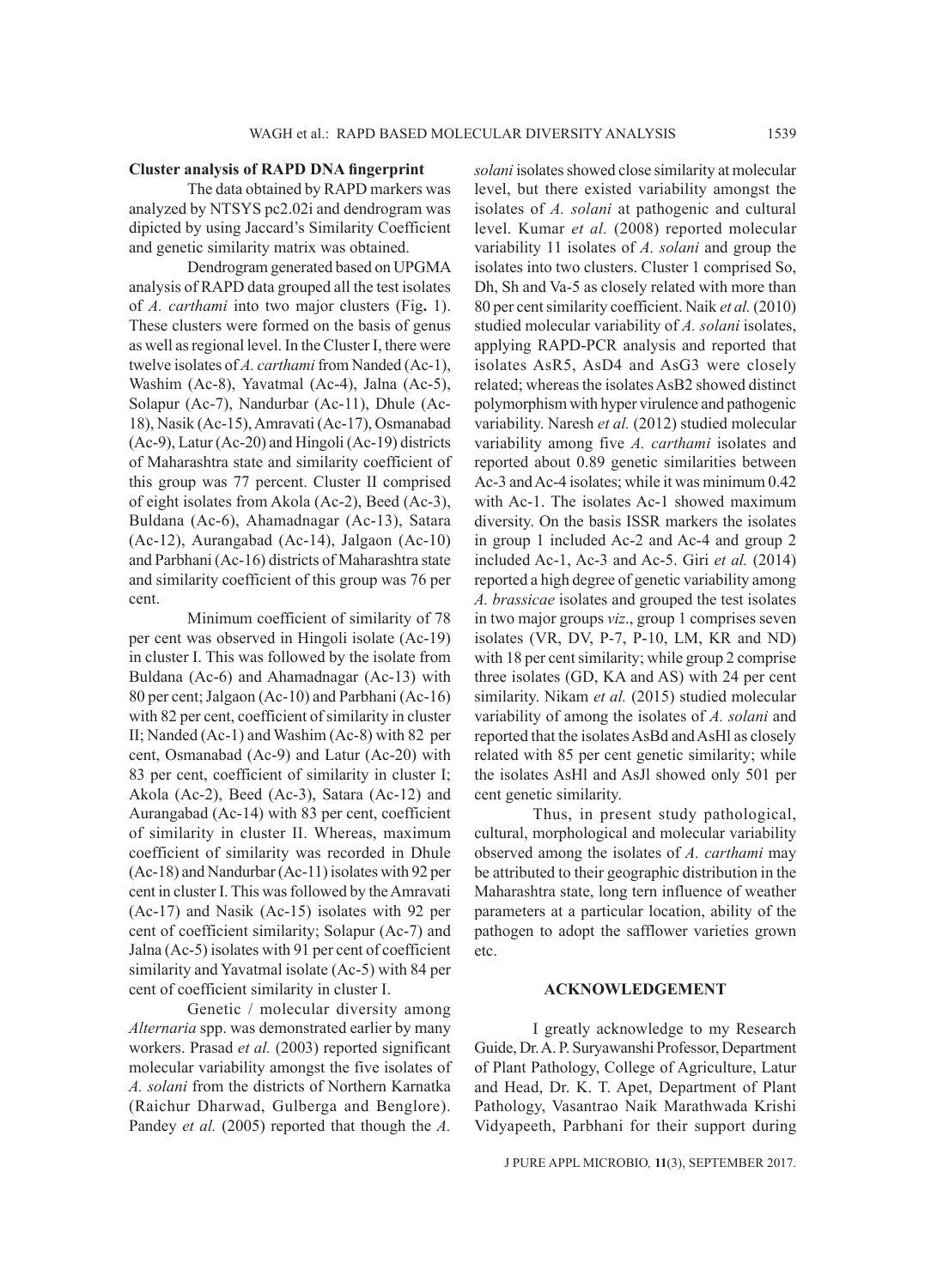**Cluster analysis of RAPD DNA fingerprint**

The data obtained by RAPD markers was analyzed by NTSYS pc2.02i and dendrogram was dipicted by using Jaccard's Similarity Coefficient and genetic similarity matrix was obtained.

Dendrogram generated based on UPGMA analysis of RAPD data grouped all the test isolates of *A. carthami* into two major clusters (Fig**.** 1). These clusters were formed on the basis of genus as well as regional level. In the Cluster I, there were twelve isolates of *A. carthami* from Nanded (Ac-1), Washim (Ac-8), Yavatmal (Ac-4), Jalna (Ac-5), Solapur (Ac-7), Nandurbar (Ac-11), Dhule (Ac-18), Nasik (Ac-15), Amravati (Ac-17), Osmanabad (Ac-9), Latur (Ac-20) and Hingoli (Ac-19) districts of Maharashtra state and similarity coefficient of this group was 77 percent. Cluster II comprised of eight isolates from Akola (Ac-2), Beed (Ac-3), Buldana (Ac-6), Ahamadnagar (Ac-13), Satara (Ac-12), Aurangabad (Ac-14), Jalgaon (Ac-10) and Parbhani (Ac-16) districts of Maharashtra state and similarity coefficient of this group was 76 per cent.

Minimum coefficient of similarity of 78 per cent was observed in Hingoli isolate (Ac-19) in cluster I. This was followed by the isolate from Buldana (Ac-6) and Ahamadnagar (Ac-13) with 80 per cent; Jalgaon (Ac-10) and Parbhani (Ac-16) with 82 per cent, coefficient of similarity in cluster II; Nanded (Ac-1) and Washim (Ac-8) with 82 per cent, Osmanabad (Ac-9) and Latur (Ac-20) with 83 per cent, coefficient of similarity in cluster I; Akola (Ac-2), Beed (Ac-3), Satara (Ac-12) and Aurangabad (Ac-14) with 83 per cent, coefficient of similarity in cluster II. Whereas, maximum coefficient of similarity was recorded in Dhule (Ac-18) and Nandurbar (Ac-11) isolates with 92 per cent in cluster I. This was followed by the Amravati (Ac-17) and Nasik (Ac-15) isolates with 92 per cent of coefficient similarity; Solapur (Ac-7) and Jalna (Ac-5) isolates with 91 per cent of coefficient similarity and Yavatmal isolate (Ac-5) with 84 per cent of coefficient similarity in cluster I.

Genetic / molecular diversity among *Alternaria* spp. was demonstrated earlier by many workers. Prasad *et al.* (2003) reported significant molecular variability amongst the five isolates of *A. solani* from the districts of Northern Karnatka (Raichur Dharwad, Gulberga and Benglore). Pandey *et al.* (2005) reported that though the *A. solani* isolates showed close similarity at molecular level, but there existed variability amongst the isolates of *A. solani* at pathogenic and cultural level. Kumar *et al.* (2008) reported molecular variability 11 isolates of *A. solani* and group the isolates into two clusters. Cluster 1 comprised So, Dh, Sh and Va-5 as closely related with more than 80 per cent similarity coefficient. Naik *et al.* (2010) studied molecular variability of *A. solani* isolates, applying RAPD-PCR analysis and reported that isolates AsR5, AsD4 and AsG3 were closely related; whereas the isolates AsB2 showed distinct polymorphism with hyper virulence and pathogenic variability. Naresh *et al.* (2012) studied molecular variability among five *A. carthami* isolates and reported about 0.89 genetic similarities between Ac-3 and Ac-4 isolates; while it was minimum 0.42 with Ac-1. The isolates Ac-1 showed maximum diversity. On the basis ISSR markers the isolates in group 1 included Ac-2 and Ac-4 and group 2 included Ac-1, Ac-3 and Ac-5. Giri *et al.* (2014) reported a high degree of genetic variability among *A. brassicae* isolates and grouped the test isolates in two major groups *viz*., group 1 comprises seven isolates (VR, DV, P-7, P-10, LM, KR and ND) with 18 per cent similarity; while group 2 comprise three isolates (GD, KA and AS) with 24 per cent similarity. Nikam *et al.* (2015) studied molecular variability of among the isolates of *A. solani* and reported that the isolates AsBd and AsHl as closely related with 85 per cent genetic similarity; while the isolates AsHl and AsJl showed only 501 per cent genetic similarity.

Thus, in present study pathological, cultural, morphological and molecular variability observed among the isolates of *A. carthami* may be attributed to their geographic distribution in the Maharashtra state, long tern influence of weather parameters at a particular location, ability of the pathogen to adopt the safflower varieties grown etc.

## ACKNOWLEDGEMENT

I greatly acknowledge to my Research Guide, Dr. A. P. Suryawanshi Professor, Department of Plant Pathology, College of Agriculture, Latur and Head, Dr. K. T. Apet, Department of Plant Pathology, Vasantrao Naik Marathwada Krishi Vidyapeeth, Parbhani for their support during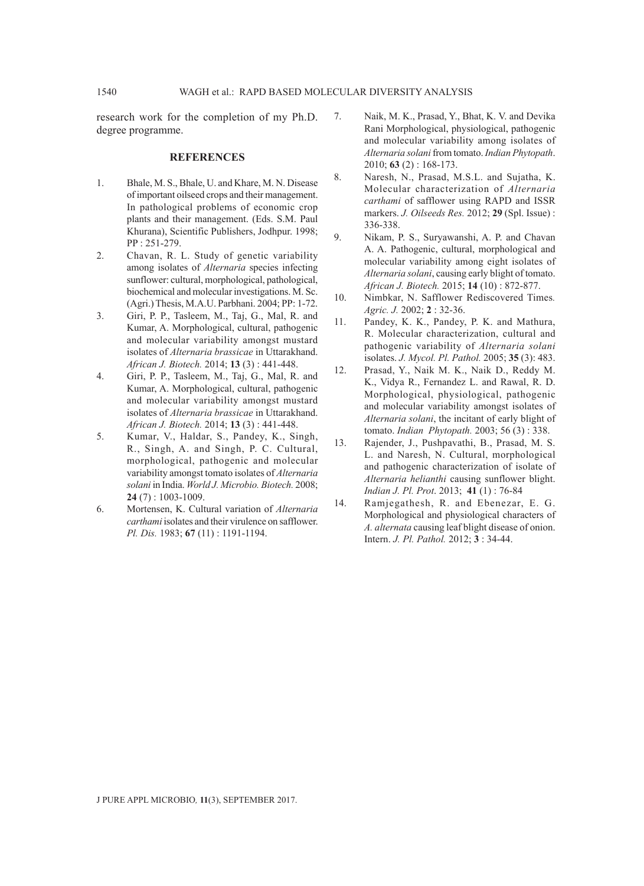research work for the completion of my Ph.D. degree programme.

## REFERENCES

1. Bhale, M. S., Bhale, U. and Khare, M. N. Disease of important oilseed crops and their management. In pathological problems of economic crop plants and their management. (Eds. S.M. Paul Khurana), Scientific Publishers, Jodhpur. 1998; PP : 251-279.
2. Chavan, R. L. Study of genetic variability among isolates of *Alternaria* species infecting sunflower: cultural, morphological, pathological, biochemical and molecular investigations. M. Sc. (Agri.) Thesis, M.A.U. Parbhani. 2004; PP: 1-72.
3. Giri, P. P., Tasleem, M., Taj, G., Mal, R. and Kumar, A. Morphological, cultural, pathogenic and molecular variability amongst mustard isolates of *Alternaria brassicae* in Uttarakhand. *African J. Biotech.* 2014; **13** (3) : 441-448.
4. Giri, P. P., Tasleem, M., Taj, G., Mal, R. and Kumar, A. Morphological, cultural, pathogenic and molecular variability amongst mustard isolates of *Alternaria brassicae* in Uttarakhand. *African J. Biotech.* 2014; **13** (3) : 441-448.
5. Kumar, V., Haldar, S., Pandey, K., Singh, R., Singh, A. and Singh, P. C. Cultural, morphological, pathogenic and molecular variability amongst tomato isolates of *Alternaria solani* in India. *World J. Microbio. Biotech.* 2008; **24** (7) : 1003-1009.
6. Mortensen, K. Cultural variation of *Alternaria carthami* isolates and their virulence on safflower. *Pl. Dis.* 1983; **67** (11) : 1191-1194.
7. Naik, M. K., Prasad, Y., Bhat, K. V. and Devika Rani Morphological, physiological, pathogenic and molecular variability among isolates of *Alternaria solani* from tomato. *Indian Phytopath*. 2010; **63** (2) : 168-173.
8. Naresh, N., Prasad, M.S.L. and Sujatha, K. Molecular characterization of *Alternaria carthami* of safflower using RAPD and ISSR markers. *J. Oilseeds Res.* 2012; **29** (Spl. Issue) : 336-338.
9. Nikam, P. S., Suryawanshi, A. P. and Chavan A. A. Pathogenic, cultural, morphological and molecular variability among eight isolates of *Alternaria solani*, causing early blight of tomato. *African J. Biotech.* 2015; **14** (10) : 872-877.
10. Nimbkar, N. Safflower Rediscovered Times*. Agric. J.* 2002; **2** : 32-36.
11. Pandey, K. K., Pandey, P. K. and Mathura, R. Molecular characterization, cultural and pathogenic variability of *Alternaria solani* isolates. *J. Mycol. Pl. Pathol.* 2005; **35** (3): 483.
12. Prasad, Y., Naik M. K., Naik D., Reddy M. K., Vidya R., Fernandez L. and Rawal, R. D. Morphological, physiological, pathogenic and molecular variability amongst isolates of *Alternaria solani*, the incitant of early blight of tomato. *Indian Phytopath.* 2003; 56 (3) : 338.
13. Rajender, J., Pushpavathi, B., Prasad, M. S. L. and Naresh, N. Cultural, morphological and pathogenic characterization of isolate of *Alternaria helianthi* causing sunflower blight. *Indian J. Pl. Prot*. 2013; **41** (1) : 76-84
14. Ramjegathesh, R. and Ebenezar, E. G. Morphological and physiological characters of *A. alternata* causing leaf blight disease of onion. Intern. *J. Pl. Pathol.* 2012; **3** : 34-44.